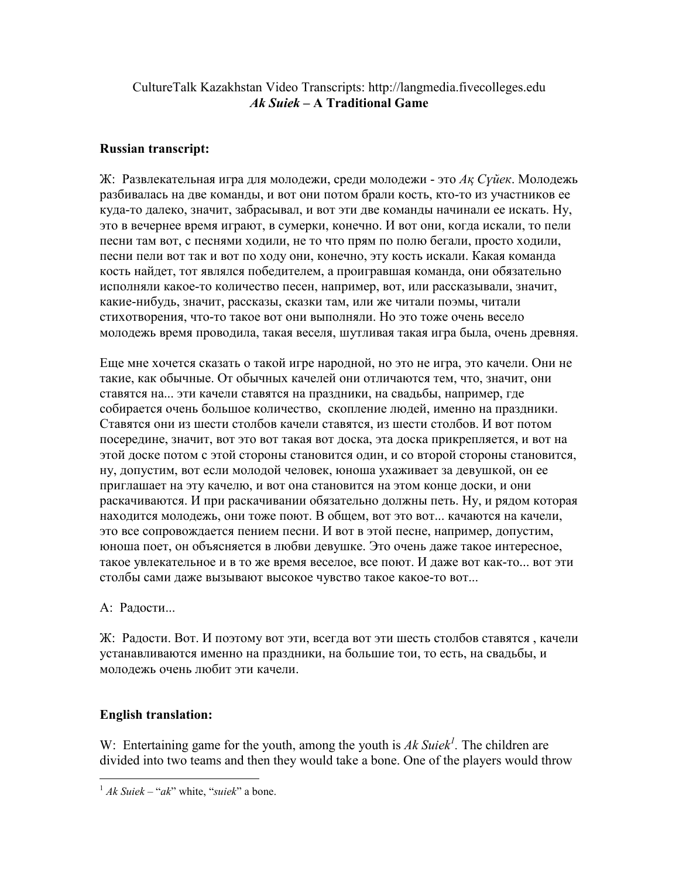CultureTalk Kazakhstan Video Transcripts: http://langmedia.fivecolleges.edu

***Ak Suiek* – A Traditional Game**

**Russian transcript:**

Ж: Развлекательная игра для молодежи, среди молодежи - это *Ақ Сүйек*. Молодежь разбивалась на две команды, и вот они потом брали кость, кто-то из участников ее куда-то далеко, значит, забрасывал, и вот эти две команды начинали ее искать. Ну, это в вечернее время играют, в сумерки, конечно. И вот они, когда искали, то пели песни там вот, с песнями ходили, не то что прям по полю бегали, просто ходили, песни пели вот так и вот по ходу они, конечно, эту кость искали. Какая команда кость найдет, тот являлся победителем, а проигравшая команда, они обязательно исполняли какое-то количество песен, например, вот, или рассказывали, значит, какие-нибудь, значит, рассказы, сказки там, или же читали поэмы, читали стихотворения, что-то такое вот они выполняли. Но это тоже очень весело молодежь время проводила, такая веселя, шутливая такая игра была, очень древняя.

Еще мне хочется сказать о такой игре народной, но это не игра, это качели. Они не такие, как обычные. От обычных качелей они отличаются тем, что, значит, они ставятся на... эти качели ставятся на праздники, на свадьбы, например, где собирается очень большое количество, скопление людей, именно на праздники. Ставятся они из шести столбов качели ставятся, из шести столбов. И вот потом посередине, значит, вот это вот такая вот доска, эта доска прикрепляется, и вот на этой доске потом с этой стороны становится один, и со второй стороны становится, ну, допустим, вот если молодой человек, юноша ухаживает за девушкой, он ее приглашает на эту качелю, и вот она становится на этом конце доски, и они раскачиваются. И при раскачивании обязательно должны петь. Ну, и рядом которая находится молодежь, они тоже поют. В общем, вот это вот... качаются на качели, это все сопровождается пением песни. И вот в этой песне, например, допустим, юноша поет, он объясняется в любви девушке. Это очень даже такое интересное, такое увлекательное и в то же время веселое, все поют. И даже вот как-то... вот эти столбы сами даже вызывают высокое чувство такое какое-то вот...

А: Радости...

Ж: Радости. Вот. И поэтому вот эти, всегда вот эти шесть столбов ставятся , качели устанавливаются именно на праздники, на большие тои, то есть, на свадьбы, и молодежь очень любит эти качели.

**English translation:**

W: Entertaining game for the youth, among the youth is *Ak Suiek*[1]. The children are divided into two teams and then they would take a bone. One of the players would throw

---

[1] *Ak Suiek* – "*ak*" white, "*suiek*" a bone.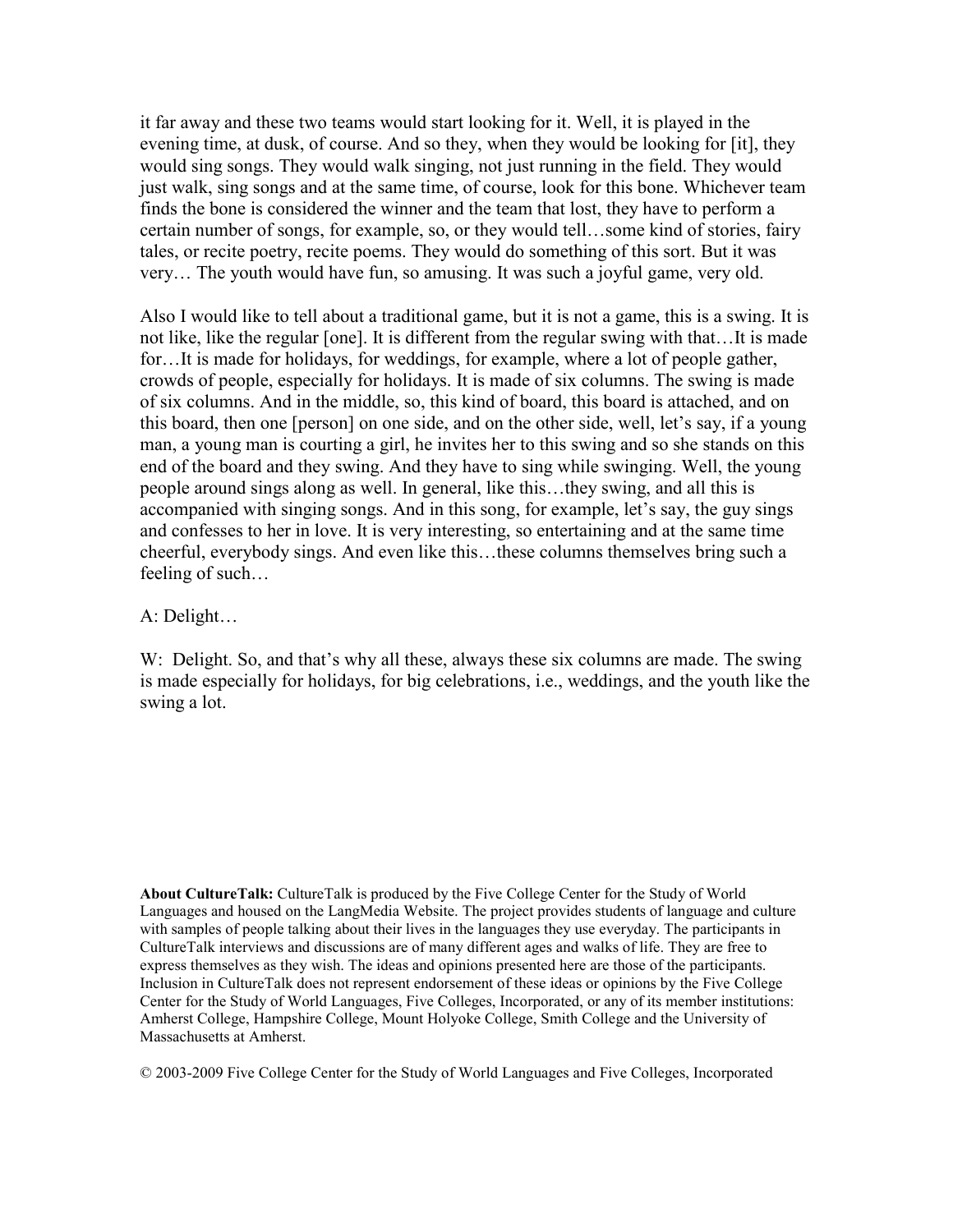it far away and these two teams would start looking for it. Well, it is played in the evening time, at dusk, of course. And so they, when they would be looking for [it], they would sing songs. They would walk singing, not just running in the field. They would just walk, sing songs and at the same time, of course, look for this bone. Whichever team finds the bone is considered the winner and the team that lost, they have to perform a certain number of songs, for example, so, or they would tell…some kind of stories, fairy tales, or recite poetry, recite poems. They would do something of this sort. But it was very… The youth would have fun, so amusing. It was such a joyful game, very old.

Also I would like to tell about a traditional game, but it is not a game, this is a swing. It is not like, like the regular [one]. It is different from the regular swing with that…It is made for…It is made for holidays, for weddings, for example, where a lot of people gather, crowds of people, especially for holidays. It is made of six columns. The swing is made of six columns. And in the middle, so, this kind of board, this board is attached, and on this board, then one [person] on one side, and on the other side, well, let's say, if a young man, a young man is courting a girl, he invites her to this swing and so she stands on this end of the board and they swing. And they have to sing while swinging. Well, the young people around sings along as well. In general, like this…they swing, and all this is accompanied with singing songs. And in this song, for example, let's say, the guy sings and confesses to her in love. It is very interesting, so entertaining and at the same time cheerful, everybody sings. And even like this…these columns themselves bring such a feeling of such…

A: Delight…

W: Delight. So, and that's why all these, always these six columns are made. The swing is made especially for holidays, for big celebrations, i.e., weddings, and the youth like the swing a lot.

**About CultureTalk:** CultureTalk is produced by the Five College Center for the Study of World Languages and housed on the LangMedia Website. The project provides students of language and culture with samples of people talking about their lives in the languages they use everyday. The participants in CultureTalk interviews and discussions are of many different ages and walks of life. They are free to express themselves as they wish. The ideas and opinions presented here are those of the participants. Inclusion in CultureTalk does not represent endorsement of these ideas or opinions by the Five College Center for the Study of World Languages, Five Colleges, Incorporated, or any of its member institutions: Amherst College, Hampshire College, Mount Holyoke College, Smith College and the University of Massachusetts at Amherst.

© 2003-2009 Five College Center for the Study of World Languages and Five Colleges, Incorporated